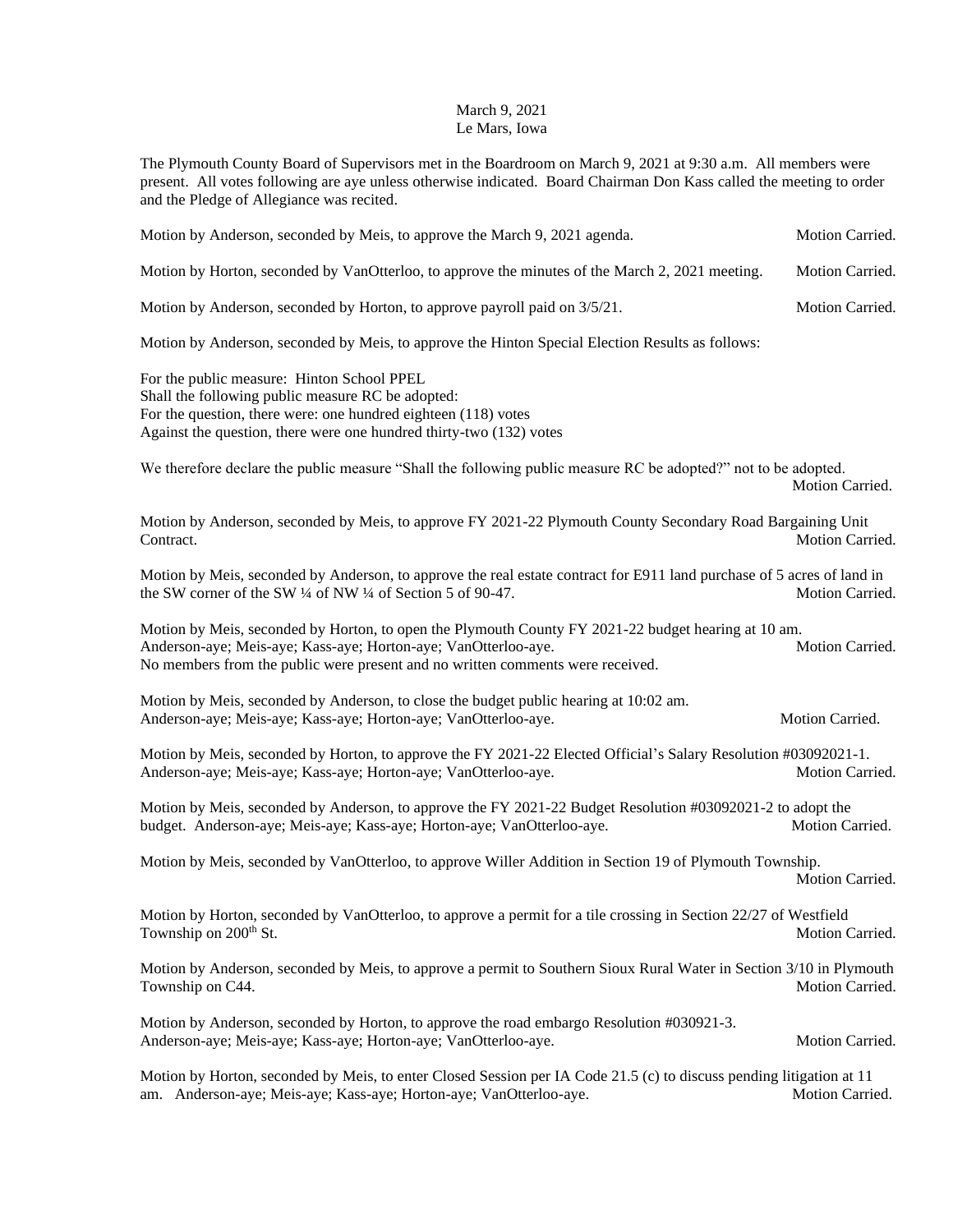March 9, 2021
Le Mars, Iowa

The Plymouth County Board of Supervisors met in the Boardroom on March 9, 2021 at 9:30 a.m. All members were present. All votes following are aye unless otherwise indicated. Board Chairman Don Kass called the meeting to order and the Pledge of Allegiance was recited.

Motion by Anderson, seconded by Meis, to approve the March 9, 2021 agenda. Motion Carried.

Motion by Horton, seconded by VanOtterloo, to approve the minutes of the March 2, 2021 meeting. Motion Carried.

Motion by Anderson, seconded by Horton, to approve payroll paid on 3/5/21. Motion Carried.

Motion by Anderson, seconded by Meis, to approve the Hinton Special Election Results as follows:

For the public measure: Hinton School PPEL
Shall the following public measure RC be adopted:
For the question, there were: one hundred eighteen (118) votes
Against the question, there were one hundred thirty-two (132) votes

We therefore declare the public measure "Shall the following public measure RC be adopted?" not to be adopted. Motion Carried.

Motion by Anderson, seconded by Meis, to approve FY 2021-22 Plymouth County Secondary Road Bargaining Unit Contract. Motion Carried.

Motion by Meis, seconded by Anderson, to approve the real estate contract for E911 land purchase of 5 acres of land in the SW corner of the SW ¼ of NW ¼ of Section 5 of 90-47. Motion Carried.

Motion by Meis, seconded by Horton, to open the Plymouth County FY 2021-22 budget hearing at 10 am. Anderson-aye; Meis-aye; Kass-aye; Horton-aye; VanOtterloo-aye. Motion Carried.
No members from the public were present and no written comments were received.

Motion by Meis, seconded by Anderson, to close the budget public hearing at 10:02 am. Anderson-aye; Meis-aye; Kass-aye; Horton-aye; VanOtterloo-aye. Motion Carried.

Motion by Meis, seconded by Horton, to approve the FY 2021-22 Elected Official's Salary Resolution #03092021-1. Anderson-aye; Meis-aye; Kass-aye; Horton-aye; VanOtterloo-aye. Motion Carried.

Motion by Meis, seconded by Anderson, to approve the FY 2021-22 Budget Resolution #03092021-2 to adopt the budget. Anderson-aye; Meis-aye; Kass-aye; Horton-aye; VanOtterloo-aye. Motion Carried.

Motion by Meis, seconded by VanOtterloo, to approve Willer Addition in Section 19 of Plymouth Township. Motion Carried.

Motion by Horton, seconded by VanOtterloo, to approve a permit for a tile crossing in Section 22/27 of Westfield Township on 200th St. Motion Carried.

Motion by Anderson, seconded by Meis, to approve a permit to Southern Sioux Rural Water in Section 3/10 in Plymouth Township on C44. Motion Carried.

Motion by Anderson, seconded by Horton, to approve the road embargo Resolution #030921-3. Anderson-aye; Meis-aye; Kass-aye; Horton-aye; VanOtterloo-aye. Motion Carried.

Motion by Horton, seconded by Meis, to enter Closed Session per IA Code 21.5 (c) to discuss pending litigation at 11 am. Anderson-aye; Meis-aye; Kass-aye; Horton-aye; VanOtterloo-aye. Motion Carried.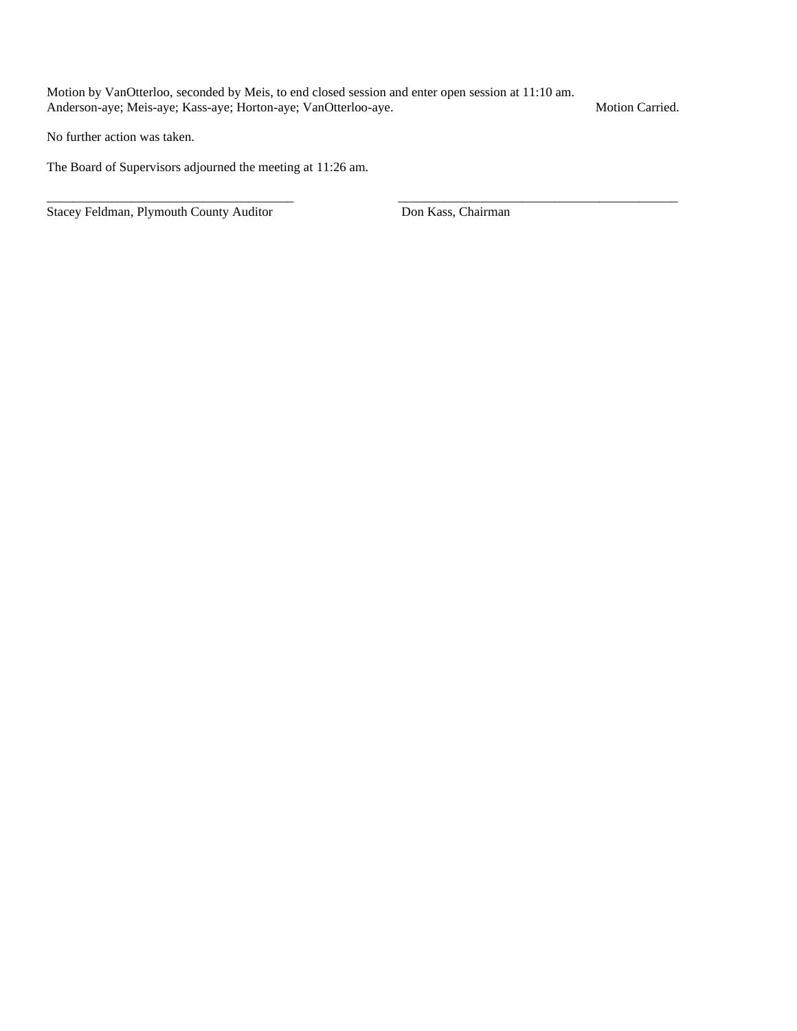Motion by VanOtterloo, seconded by Meis, to end closed session and enter open session at 11:10 am.
Anderson-aye; Meis-aye; Kass-aye; Horton-aye; VanOtterloo-aye. Motion Carried.

No further action was taken.

The Board of Supervisors adjourned the meeting at 11:26 am.

| | |
|---|---|
| _______________________________________ | _____________________________________________ |
| Stacey Feldman, Plymouth County Auditor | Don Kass, Chairman |